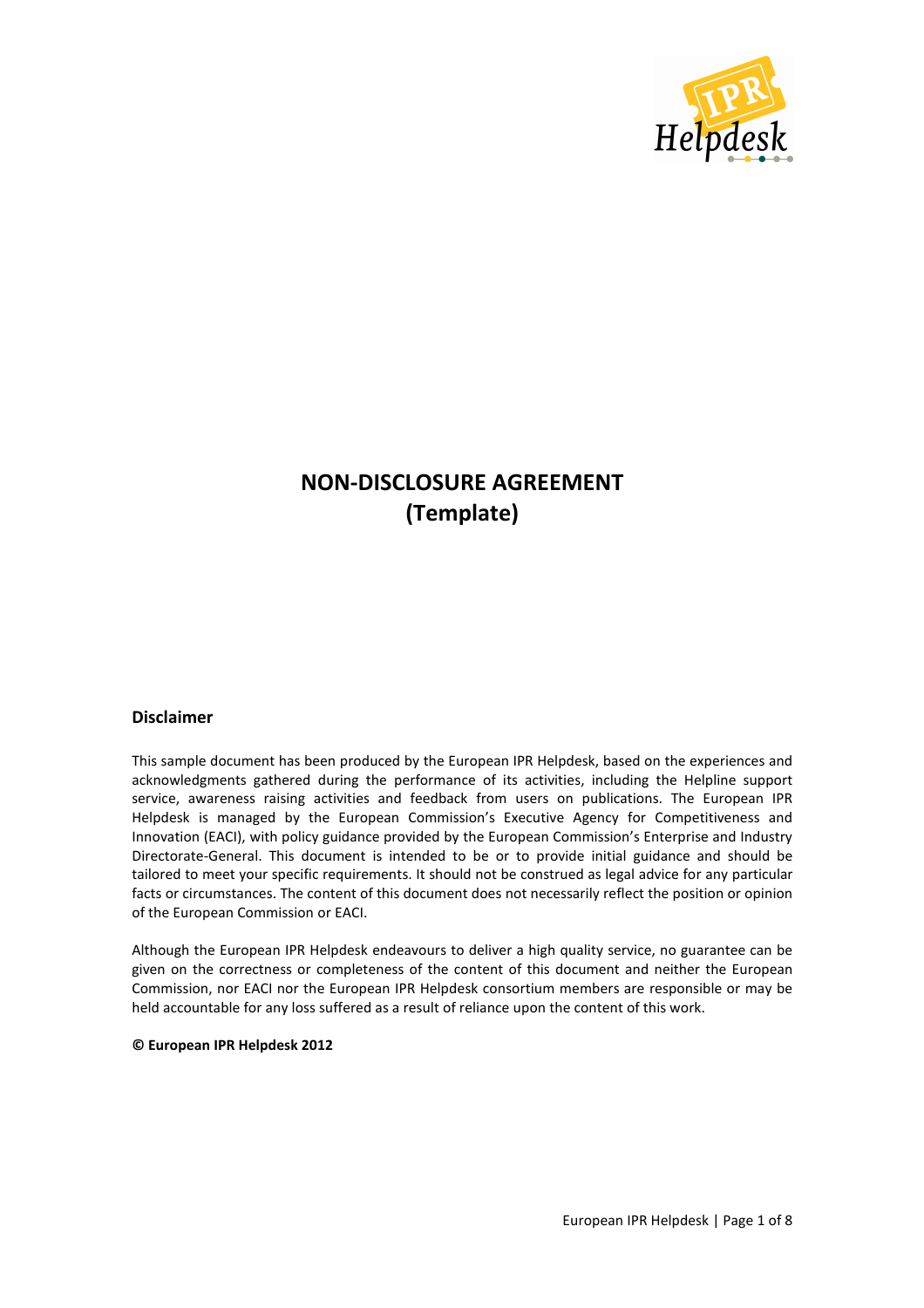# NON-DISCLOSURE AGREEMENT (Template)

## Disclaimer

This sample document has been produced by the European IPR Helpdesk, based on the experiences and acknowledgments gathered during the performance of its activities, including the Helpline support service, awareness raising activities and feedback from users on publications. The European IPR Helpdesk is managed by the European Commission's Executive Agency for Competitiveness and Innovation (EACI), with policy guidance provided by the European Commission's Enterprise and Industry Directorate-General. This document is intended to be or to provide initial guidance and should be tailored to meet your specific requirements. It should not be construed as legal advice for any particular facts or circumstances. The content of this document does not necessarily reflect the position or opinion of the European Commission or EACI.

Although the European IPR Helpdesk endeavours to deliver a high quality service, no guarantee can be given on the correctness or completeness of the content of this document and neither the European Commission, nor EACI nor the European IPR Helpdesk consortium members are responsible or may be held accountable for any loss suffered as a result of reliance upon the content of this work.

**© European IPR Helpdesk 2012**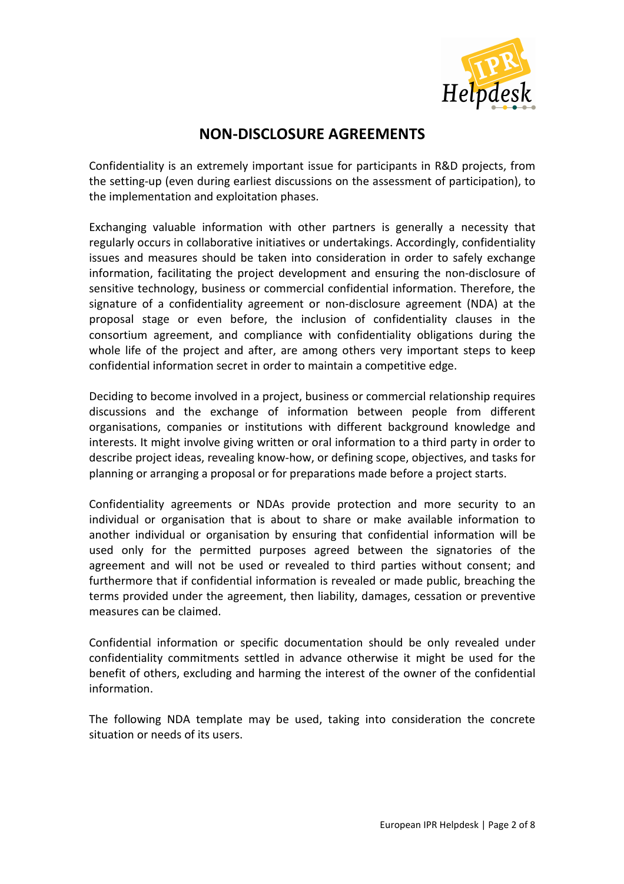# NON-DISCLOSURE AGREEMENTS

Confidentiality is an extremely important issue for participants in R&D projects, from the setting-up (even during earliest discussions on the assessment of participation), to the implementation and exploitation phases.

Exchanging valuable information with other partners is generally a necessity that regularly occurs in collaborative initiatives or undertakings. Accordingly, confidentiality issues and measures should be taken into consideration in order to safely exchange information, facilitating the project development and ensuring the non-disclosure of sensitive technology, business or commercial confidential information. Therefore, the signature of a confidentiality agreement or non-disclosure agreement (NDA) at the proposal stage or even before, the inclusion of confidentiality clauses in the consortium agreement, and compliance with confidentiality obligations during the whole life of the project and after, are among others very important steps to keep confidential information secret in order to maintain a competitive edge.

Deciding to become involved in a project, business or commercial relationship requires discussions and the exchange of information between people from different organisations, companies or institutions with different background knowledge and interests. It might involve giving written or oral information to a third party in order to describe project ideas, revealing know-how, or defining scope, objectives, and tasks for planning or arranging a proposal or for preparations made before a project starts.

Confidentiality agreements or NDAs provide protection and more security to an individual or organisation that is about to share or make available information to another individual or organisation by ensuring that confidential information will be used only for the permitted purposes agreed between the signatories of the agreement and will not be used or revealed to third parties without consent; and furthermore that if confidential information is revealed or made public, breaching the terms provided under the agreement, then liability, damages, cessation or preventive measures can be claimed.

Confidential information or specific documentation should be only revealed under confidentiality commitments settled in advance otherwise it might be used for the benefit of others, excluding and harming the interest of the owner of the confidential information.

The following NDA template may be used, taking into consideration the concrete situation or needs of its users.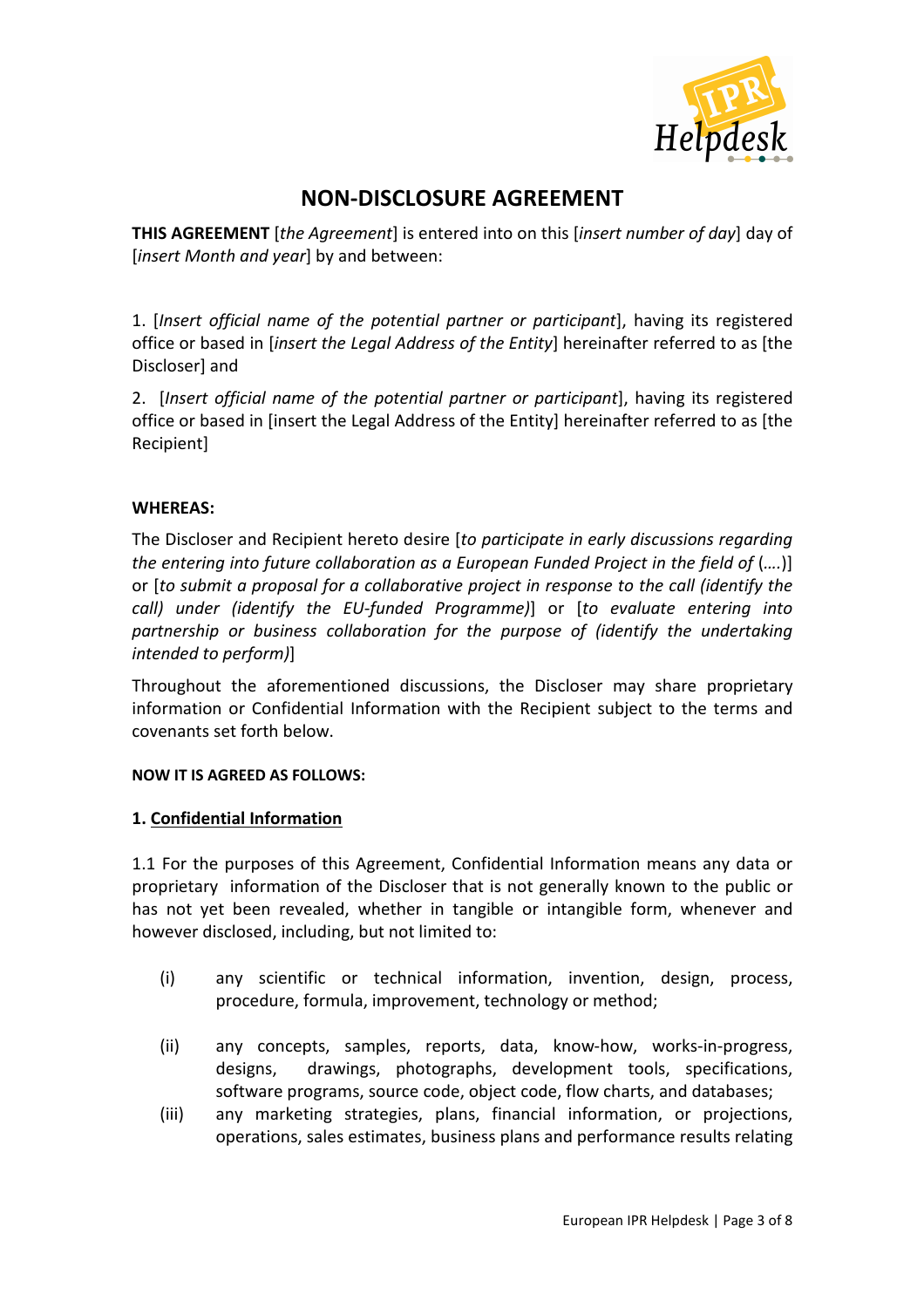# NON-DISCLOSURE AGREEMENT

**THIS AGREEMENT** [*the Agreement*] is entered into on this [*insert number of day*] day of [*insert Month and year*] by and between:

1. [*Insert official name of the potential partner or participant*], having its registered office or based in [*insert the Legal Address of the Entity*] hereinafter referred to as [the Discloser] and

2. [*Insert official name of the potential partner or participant*], having its registered office or based in [insert the Legal Address of the Entity] hereinafter referred to as [the Recipient]

**WHEREAS:**

The Discloser and Recipient hereto desire [*to participate in early discussions regarding the entering into future collaboration as a European Funded Project in the field of* (….)] or [*to submit a proposal for a collaborative project in response to the call (identify the call) under (identify the EU-funded Programme)*] or [*to evaluate entering into partnership or business collaboration for the purpose of (identify the undertaking intended to perform)*]

Throughout the aforementioned discussions, the Discloser may share proprietary information or Confidential Information with the Recipient subject to the terms and covenants set forth below.

**NOW IT IS AGREED AS FOLLOWS:**

**1. Confidential Information**

1.1 For the purposes of this Agreement, Confidential Information means any data or proprietary information of the Discloser that is not generally known to the public or has not yet been revealed, whether in tangible or intangible form, whenever and however disclosed, including, but not limited to:

(i) any scientific or technical information, invention, design, process, procedure, formula, improvement, technology or method;

(ii) any concepts, samples, reports, data, know-how, works-in-progress, designs, drawings, photographs, development tools, specifications, software programs, source code, object code, flow charts, and databases;

(iii) any marketing strategies, plans, financial information, or projections, operations, sales estimates, business plans and performance results relating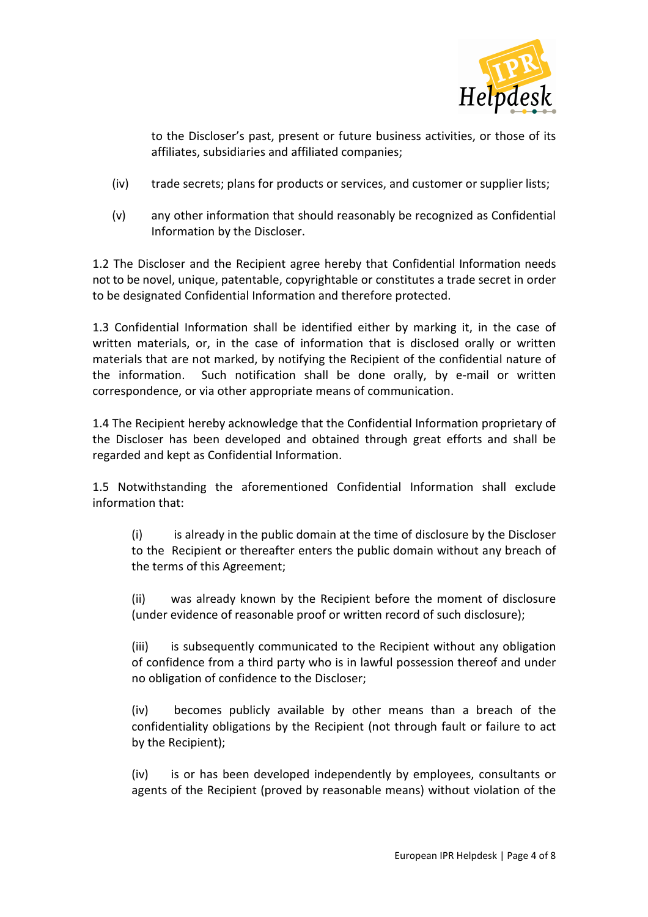to the Discloser's past, present or future business activities, or those of its affiliates, subsidiaries and affiliated companies;

(iv) trade secrets; plans for products or services, and customer or supplier lists;

(v) any other information that should reasonably be recognized as Confidential Information by the Discloser.

1.2 The Discloser and the Recipient agree hereby that Confidential Information needs not to be novel, unique, patentable, copyrightable or constitutes a trade secret in order to be designated Confidential Information and therefore protected.

1.3 Confidential Information shall be identified either by marking it, in the case of written materials, or, in the case of information that is disclosed orally or written materials that are not marked, by notifying the Recipient of the confidential nature of the information. Such notification shall be done orally, by e-mail or written correspondence, or via other appropriate means of communication.

1.4 The Recipient hereby acknowledge that the Confidential Information proprietary of the Discloser has been developed and obtained through great efforts and shall be regarded and kept as Confidential Information.

1.5 Notwithstanding the aforementioned Confidential Information shall exclude information that:

(i) is already in the public domain at the time of disclosure by the Discloser to the Recipient or thereafter enters the public domain without any breach of the terms of this Agreement;

(ii) was already known by the Recipient before the moment of disclosure (under evidence of reasonable proof or written record of such disclosure);

(iii) is subsequently communicated to the Recipient without any obligation of confidence from a third party who is in lawful possession thereof and under no obligation of confidence to the Discloser;

(iv) becomes publicly available by other means than a breach of the confidentiality obligations by the Recipient (not through fault or failure to act by the Recipient);

(iv) is or has been developed independently by employees, consultants or agents of the Recipient (proved by reasonable means) without violation of the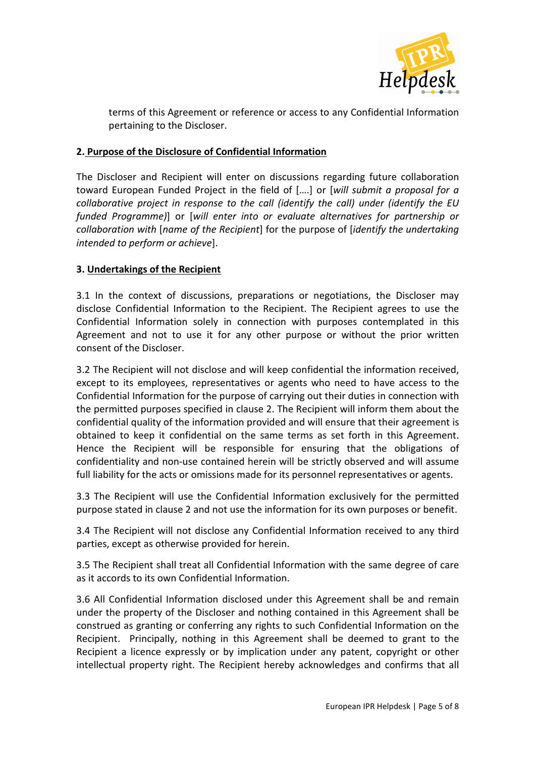terms of this Agreement or reference or access to any Confidential Information pertaining to the Discloser.

**2. Purpose of the Disclosure of Confidential Information**

The Discloser and Recipient will enter on discussions regarding future collaboration toward European Funded Project in the field of [….] or [*will submit a proposal for a collaborative project in response to the call (identify the call) under (identify the EU funded Programme)*] or [*will enter into or evaluate alternatives for partnership or collaboration with* [*name of the Recipient*] for the purpose of [*identify the undertaking intended to perform or achieve*].

**3. Undertakings of the Recipient**

3.1 In the context of discussions, preparations or negotiations, the Discloser may disclose Confidential Information to the Recipient. The Recipient agrees to use the Confidential Information solely in connection with purposes contemplated in this Agreement and not to use it for any other purpose or without the prior written consent of the Discloser.

3.2 The Recipient will not disclose and will keep confidential the information received, except to its employees, representatives or agents who need to have access to the Confidential Information for the purpose of carrying out their duties in connection with the permitted purposes specified in clause 2. The Recipient will inform them about the confidential quality of the information provided and will ensure that their agreement is obtained to keep it confidential on the same terms as set forth in this Agreement. Hence the Recipient will be responsible for ensuring that the obligations of confidentiality and non-use contained herein will be strictly observed and will assume full liability for the acts or omissions made for its personnel representatives or agents.

3.3 The Recipient will use the Confidential Information exclusively for the permitted purpose stated in clause 2 and not use the information for its own purposes or benefit.

3.4 The Recipient will not disclose any Confidential Information received to any third parties, except as otherwise provided for herein.

3.5 The Recipient shall treat all Confidential Information with the same degree of care as it accords to its own Confidential Information.

3.6 All Confidential Information disclosed under this Agreement shall be and remain under the property of the Discloser and nothing contained in this Agreement shall be construed as granting or conferring any rights to such Confidential Information on the Recipient. Principally, nothing in this Agreement shall be deemed to grant to the Recipient a licence expressly or by implication under any patent, copyright or other intellectual property right. The Recipient hereby acknowledges and confirms that all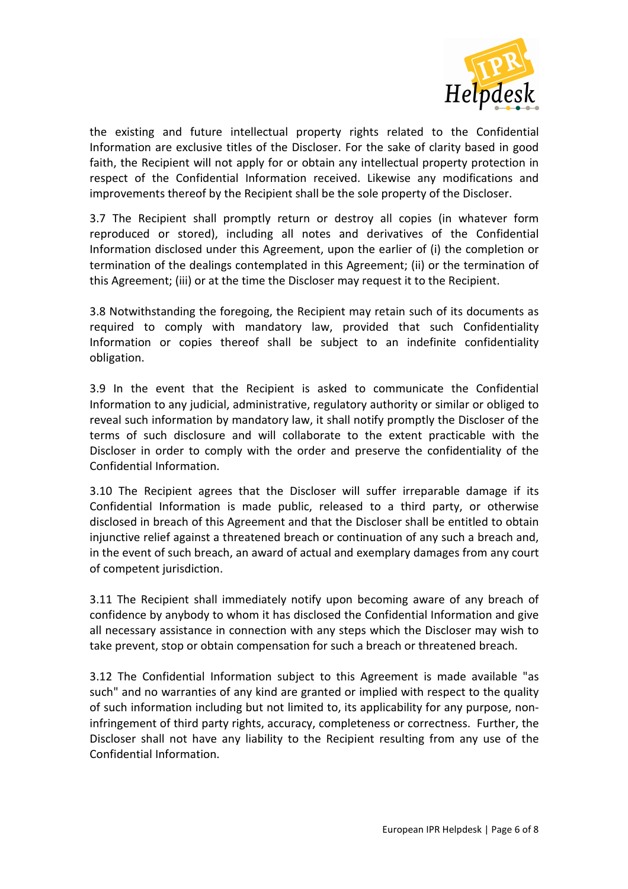the existing and future intellectual property rights related to the Confidential Information are exclusive titles of the Discloser. For the sake of clarity based in good faith, the Recipient will not apply for or obtain any intellectual property protection in respect of the Confidential Information received. Likewise any modifications and improvements thereof by the Recipient shall be the sole property of the Discloser.

3.7 The Recipient shall promptly return or destroy all copies (in whatever form reproduced or stored), including all notes and derivatives of the Confidential Information disclosed under this Agreement, upon the earlier of (i) the completion or termination of the dealings contemplated in this Agreement; (ii) or the termination of this Agreement; (iii) or at the time the Discloser may request it to the Recipient.

3.8 Notwithstanding the foregoing, the Recipient may retain such of its documents as required to comply with mandatory law, provided that such Confidentiality Information or copies thereof shall be subject to an indefinite confidentiality obligation.

3.9 In the event that the Recipient is asked to communicate the Confidential Information to any judicial, administrative, regulatory authority or similar or obliged to reveal such information by mandatory law, it shall notify promptly the Discloser of the terms of such disclosure and will collaborate to the extent practicable with the Discloser in order to comply with the order and preserve the confidentiality of the Confidential Information.

3.10 The Recipient agrees that the Discloser will suffer irreparable damage if its Confidential Information is made public, released to a third party, or otherwise disclosed in breach of this Agreement and that the Discloser shall be entitled to obtain injunctive relief against a threatened breach or continuation of any such a breach and, in the event of such breach, an award of actual and exemplary damages from any court of competent jurisdiction.

3.11 The Recipient shall immediately notify upon becoming aware of any breach of confidence by anybody to whom it has disclosed the Confidential Information and give all necessary assistance in connection with any steps which the Discloser may wish to take prevent, stop or obtain compensation for such a breach or threatened breach.

3.12 The Confidential Information subject to this Agreement is made available "as such" and no warranties of any kind are granted or implied with respect to the quality of such information including but not limited to, its applicability for any purpose, non-infringement of third party rights, accuracy, completeness or correctness. Further, the Discloser shall not have any liability to the Recipient resulting from any use of the Confidential Information.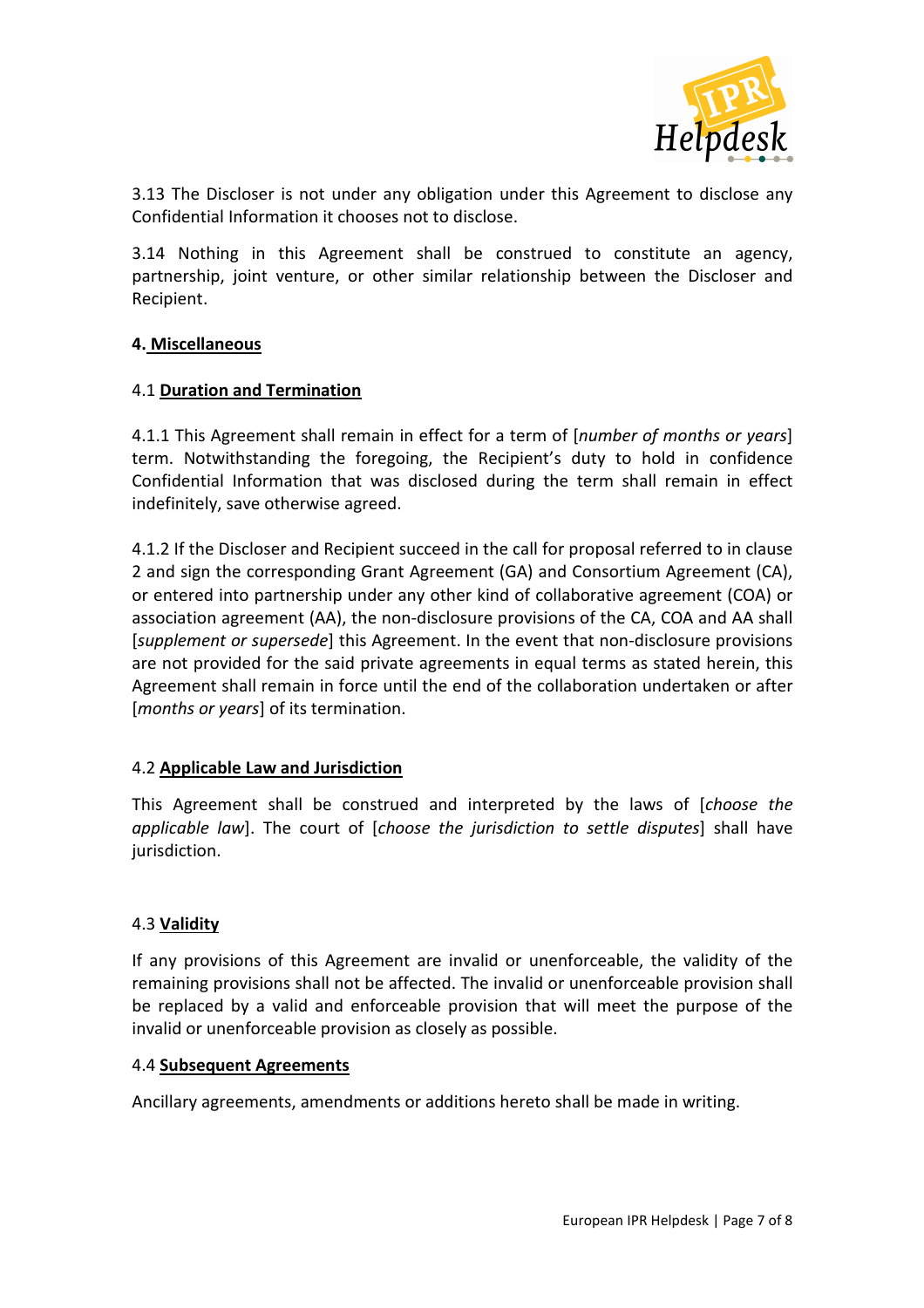3.13 The Discloser is not under any obligation under this Agreement to disclose any Confidential Information it chooses not to disclose.

3.14 Nothing in this Agreement shall be construed to constitute an agency, partnership, joint venture, or other similar relationship between the Discloser and Recipient.

## **4. Miscellaneous**

### 4.1 **Duration and Termination**

4.1.1 This Agreement shall remain in effect for a term of [*number of months or years*] term. Notwithstanding the foregoing, the Recipient's duty to hold in confidence Confidential Information that was disclosed during the term shall remain in effect indefinitely, save otherwise agreed.

4.1.2 If the Discloser and Recipient succeed in the call for proposal referred to in clause 2 and sign the corresponding Grant Agreement (GA) and Consortium Agreement (CA), or entered into partnership under any other kind of collaborative agreement (COA) or association agreement (AA), the non-disclosure provisions of the CA, COA and AA shall [*supplement or supersede*] this Agreement. In the event that non-disclosure provisions are not provided for the said private agreements in equal terms as stated herein, this Agreement shall remain in force until the end of the collaboration undertaken or after [*months or years*] of its termination.

### 4.2 **Applicable Law and Jurisdiction**

This Agreement shall be construed and interpreted by the laws of [*choose the applicable law*]. The court of [*choose the jurisdiction to settle disputes*] shall have jurisdiction.

### 4.3 **Validity**

If any provisions of this Agreement are invalid or unenforceable, the validity of the remaining provisions shall not be affected. The invalid or unenforceable provision shall be replaced by a valid and enforceable provision that will meet the purpose of the invalid or unenforceable provision as closely as possible.

### 4.4 **Subsequent Agreements**

Ancillary agreements, amendments or additions hereto shall be made in writing.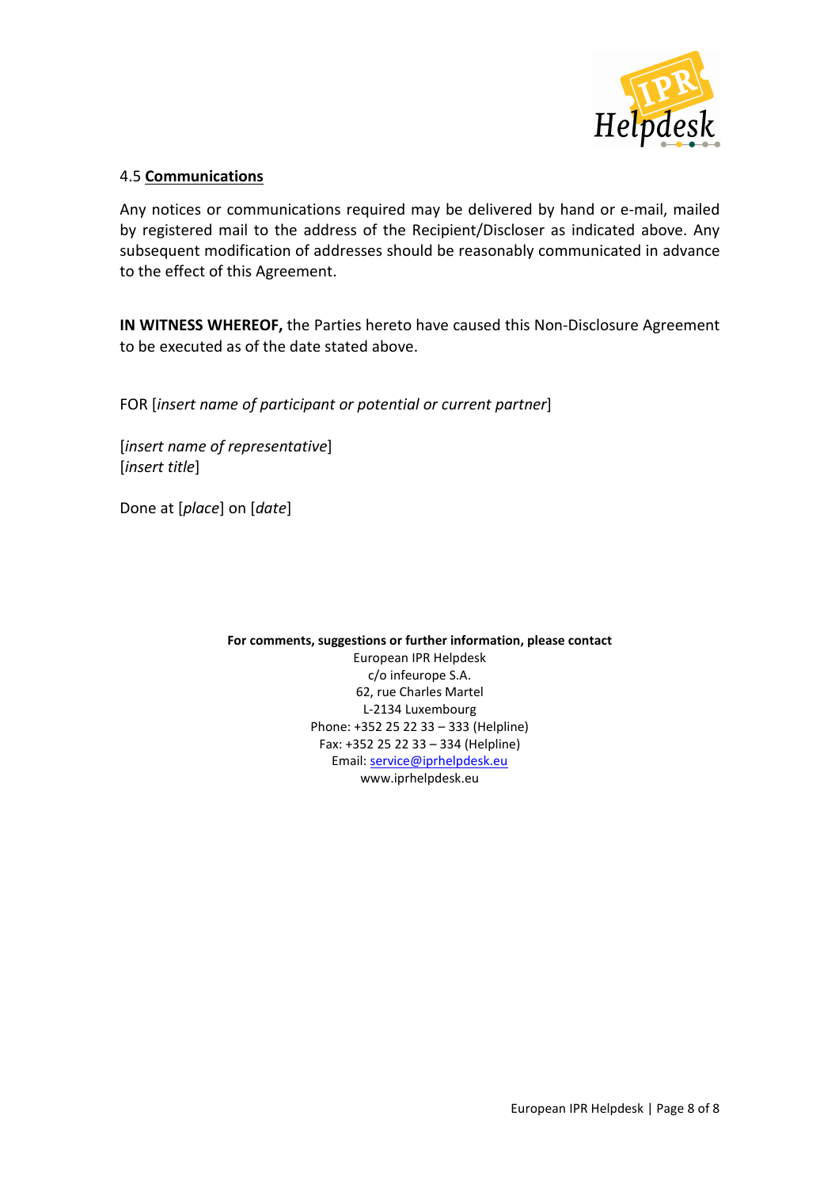4.5 **Communications**

Any notices or communications required may be delivered by hand or e-mail, mailed by registered mail to the address of the Recipient/Discloser as indicated above. Any subsequent modification of addresses should be reasonably communicated in advance to the effect of this Agreement.

**IN WITNESS WHEREOF,** the Parties hereto have caused this Non-Disclosure Agreement to be executed as of the date stated above.

FOR [*insert name of participant or potential or current partner*]

[*insert name of representative*]
[*insert title*]

Done at [*place*] on [*date*]

**For comments, suggestions or further information, please contact**
European IPR Helpdesk
c/o infeurope S.A.
62, rue Charles Martel
L-2134 Luxembourg
Phone: +352 25 22 33 – 333 (Helpline)
Fax: +352 25 22 33 – 334 (Helpline)
Email: service@iprhelpdesk.eu
www.iprhelpdesk.eu